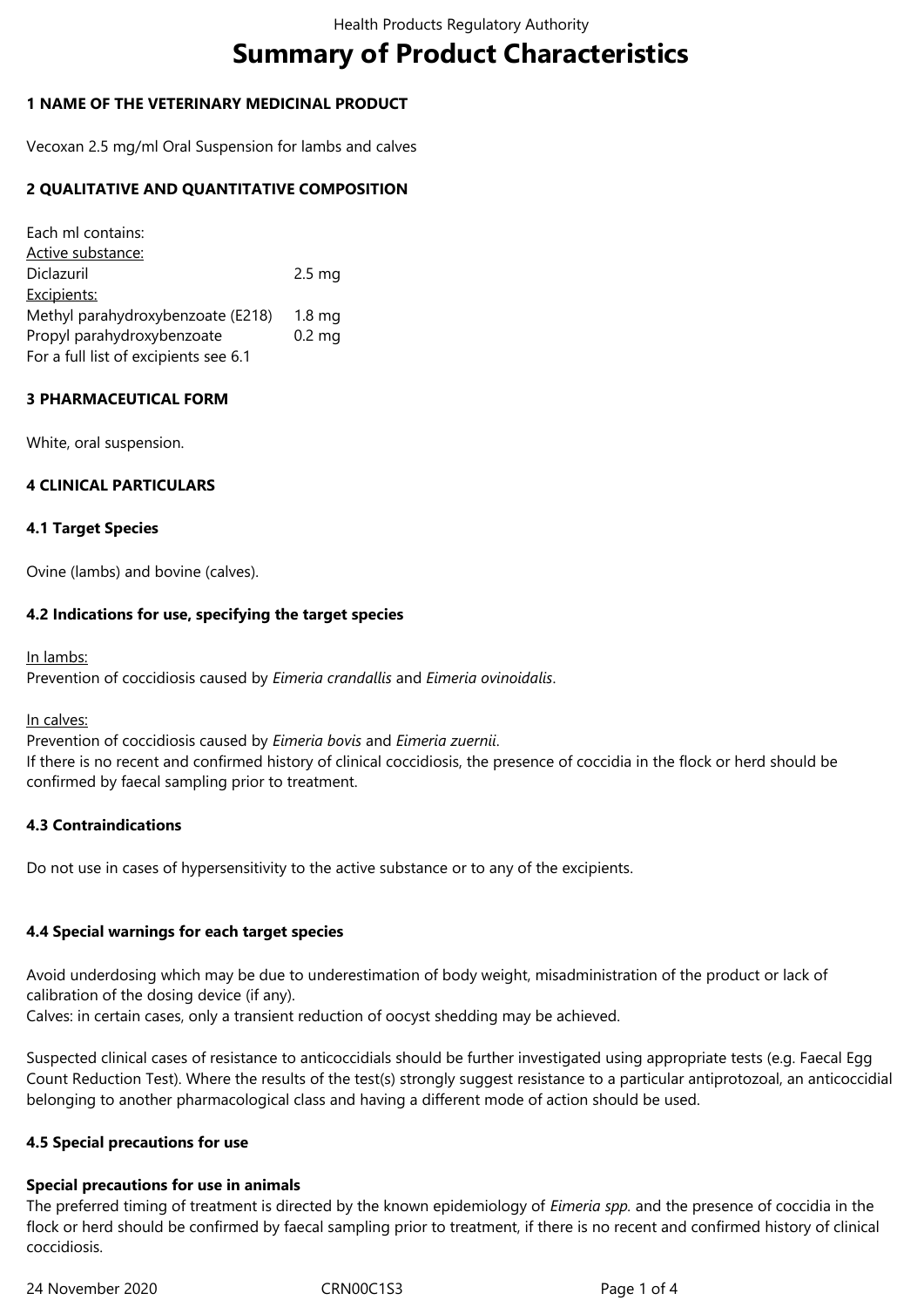# Summary of Product Characteristics

**1 NAME OF THE VETERINARY MEDICINAL PRODUCT**

Vecoxan 2.5 mg/ml Oral Suspension for lambs and calves

**2 QUALITATIVE AND QUANTITATIVE COMPOSITION**

Each ml contains:
Active substance:

| | |
|---|---|
| Diclazuril | 2.5 mg |

Excipients:

| | |
|---|---|
| Methyl parahydroxybenzoate (E218) | 1.8 mg |
| Propyl parahydroxybenzoate | 0.2 mg |

For a full list of excipients see 6.1

**3 PHARMACEUTICAL FORM**

White, oral suspension.

**4 CLINICAL PARTICULARS**

**4.1 Target Species**

Ovine (lambs) and bovine (calves).

**4.2 Indications for use, specifying the target species**

In lambs:
Prevention of coccidiosis caused by *Eimeria crandallis* and *Eimeria ovinoidalis*.

In calves:
Prevention of coccidiosis caused by *Eimeria bovis* and *Eimeria zuernii*.
If there is no recent and confirmed history of clinical coccidiosis, the presence of coccidia in the flock or herd should be confirmed by faecal sampling prior to treatment.

**4.3 Contraindications**

Do not use in cases of hypersensitivity to the active substance or to any of the excipients.

**4.4 Special warnings for each target species**

Avoid underdosing which may be due to underestimation of body weight, misadministration of the product or lack of calibration of the dosing device (if any).
Calves: in certain cases, only a transient reduction of oocyst shedding may be achieved.

Suspected clinical cases of resistance to anticoccidials should be further investigated using appropriate tests (e.g. Faecal Egg Count Reduction Test). Where the results of the test(s) strongly suggest resistance to a particular antiprotozoal, an anticoccidial belonging to another pharmacological class and having a different mode of action should be used.

**4.5 Special precautions for use**

**Special precautions for use in animals**
The preferred timing of treatment is directed by the known epidemiology of *Eimeria spp.* and the presence of coccidia in the flock or herd should be confirmed by faecal sampling prior to treatment, if there is no recent and confirmed history of clinical coccidiosis.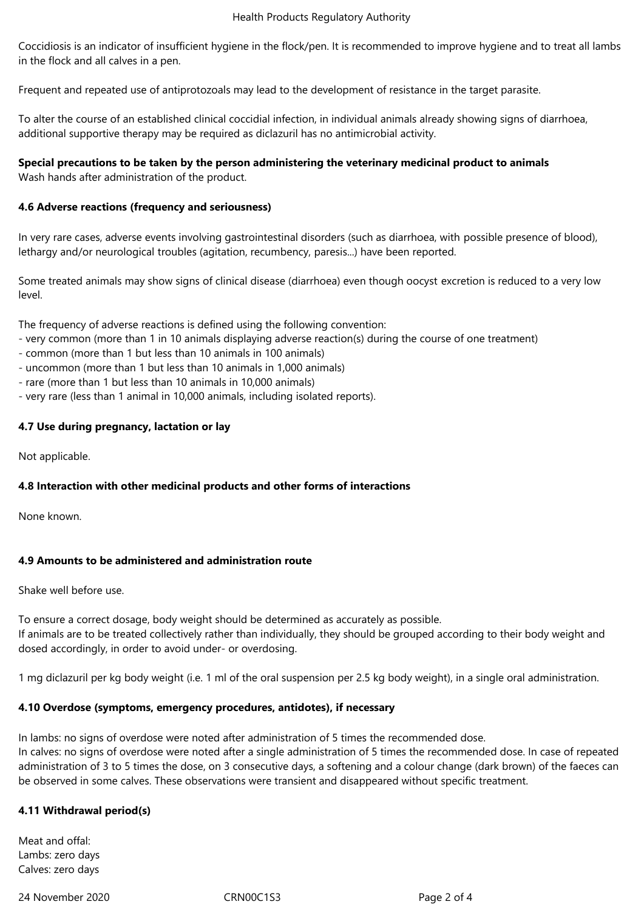Coccidiosis is an indicator of insufficient hygiene in the flock/pen. It is recommended to improve hygiene and to treat all lambs in the flock and all calves in a pen.

Frequent and repeated use of antiprotozoals may lead to the development of resistance in the target parasite.

To alter the course of an established clinical coccidial infection, in individual animals already showing signs of diarrhoea, additional supportive therapy may be required as diclazuril has no antimicrobial activity.

**Special precautions to be taken by the person administering the veterinary medicinal product to animals**
Wash hands after administration of the product.

### 4.6 Adverse reactions (frequency and seriousness)

In very rare cases, adverse events involving gastrointestinal disorders (such as diarrhoea, with possible presence of blood), lethargy and/or neurological troubles (agitation, recumbency, paresis...) have been reported.

Some treated animals may show signs of clinical disease (diarrhoea) even though oocyst excretion is reduced to a very low level.

The frequency of adverse reactions is defined using the following convention:
- very common (more than 1 in 10 animals displaying adverse reaction(s) during the course of one treatment)
- common (more than 1 but less than 10 animals in 100 animals)
- uncommon (more than 1 but less than 10 animals in 1,000 animals)
- rare (more than 1 but less than 10 animals in 10,000 animals)
- very rare (less than 1 animal in 10,000 animals, including isolated reports).

### 4.7 Use during pregnancy, lactation or lay

Not applicable.

### 4.8 Interaction with other medicinal products and other forms of interactions

None known.

### 4.9 Amounts to be administered and administration route

Shake well before use.

To ensure a correct dosage, body weight should be determined as accurately as possible.
If animals are to be treated collectively rather than individually, they should be grouped according to their body weight and dosed accordingly, in order to avoid under- or overdosing.

1 mg diclazuril per kg body weight (i.e. 1 ml of the oral suspension per 2.5 kg body weight), in a single oral administration.

### 4.10 Overdose (symptoms, emergency procedures, antidotes), if necessary

In lambs: no signs of overdose were noted after administration of 5 times the recommended dose.
In calves: no signs of overdose were noted after a single administration of 5 times the recommended dose. In case of repeated administration of 3 to 5 times the dose, on 3 consecutive days, a softening and a colour change (dark brown) of the faeces can be observed in some calves. These observations were transient and disappeared without specific treatment.

### 4.11 Withdrawal period(s)

Meat and offal:
Lambs: zero days
Calves: zero days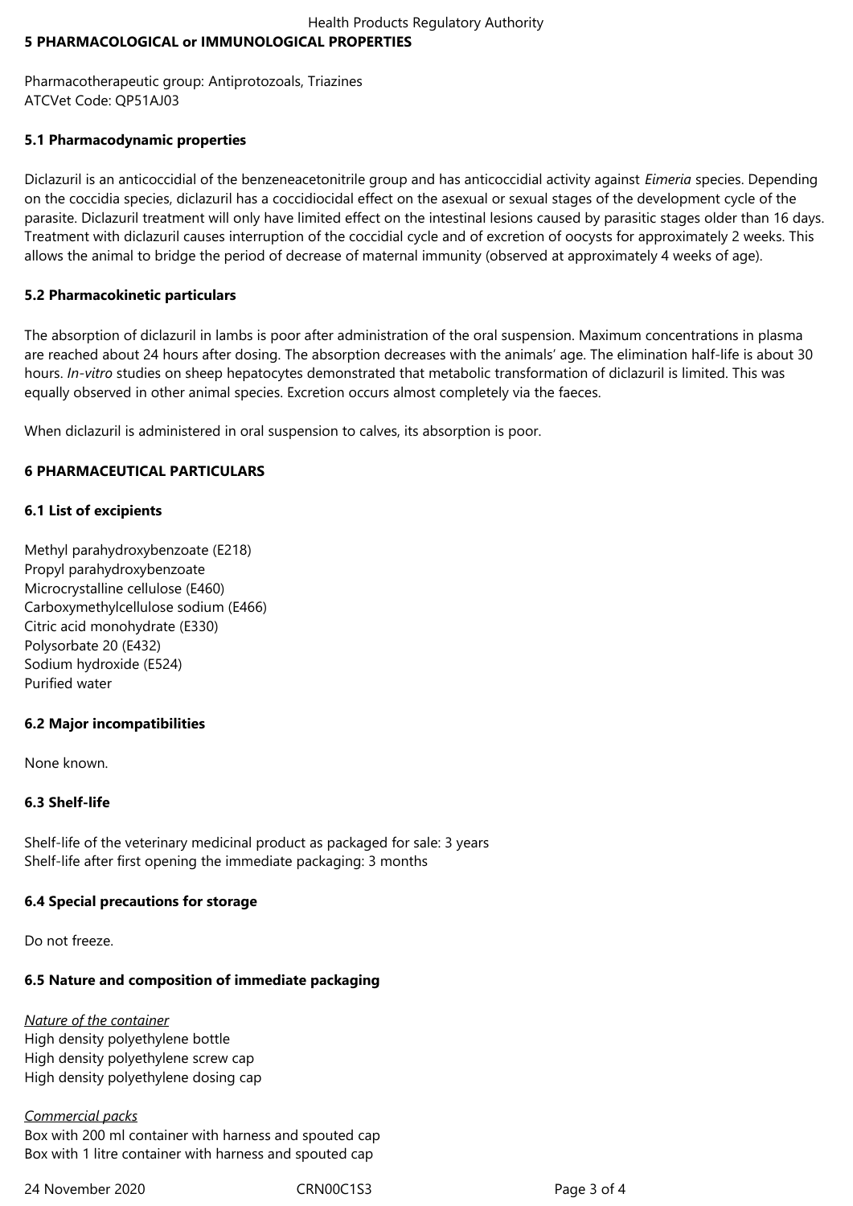## 5 PHARMACOLOGICAL or IMMUNOLOGICAL PROPERTIES

Pharmacotherapeutic group: Antiprotozoals, Triazines
ATCVet Code: QP51AJ03

### 5.1 Pharmacodynamic properties

Diclazuril is an anticoccidial of the benzeneacetonitrile group and has anticoccidial activity against *Eimeria* species. Depending on the coccidia species, diclazuril has a coccidiocidal effect on the asexual or sexual stages of the development cycle of the parasite. Diclazuril treatment will only have limited effect on the intestinal lesions caused by parasitic stages older than 16 days. Treatment with diclazuril causes interruption of the coccidial cycle and of excretion of oocysts for approximately 2 weeks. This allows the animal to bridge the period of decrease of maternal immunity (observed at approximately 4 weeks of age).

### 5.2 Pharmacokinetic particulars

The absorption of diclazuril in lambs is poor after administration of the oral suspension. Maximum concentrations in plasma are reached about 24 hours after dosing. The absorption decreases with the animals' age. The elimination half-life is about 30 hours. *In-vitro* studies on sheep hepatocytes demonstrated that metabolic transformation of diclazuril is limited. This was equally observed in other animal species. Excretion occurs almost completely via the faeces.

When diclazuril is administered in oral suspension to calves, its absorption is poor.

## 6 PHARMACEUTICAL PARTICULARS

### 6.1 List of excipients

Methyl parahydroxybenzoate (E218)
Propyl parahydroxybenzoate
Microcrystalline cellulose (E460)
Carboxymethylcellulose sodium (E466)
Citric acid monohydrate (E330)
Polysorbate 20 (E432)
Sodium hydroxide (E524)
Purified water

### 6.2 Major incompatibilities

None known.

### 6.3 Shelf-life

Shelf-life of the veterinary medicinal product as packaged for sale: 3 years
Shelf-life after first opening the immediate packaging: 3 months

### 6.4 Special precautions for storage

Do not freeze.

### 6.5 Nature and composition of immediate packaging

*Nature of the container*
High density polyethylene bottle
High density polyethylene screw cap
High density polyethylene dosing cap

*Commercial packs*
Box with 200 ml container with harness and spouted cap
Box with 1 litre container with harness and spouted cap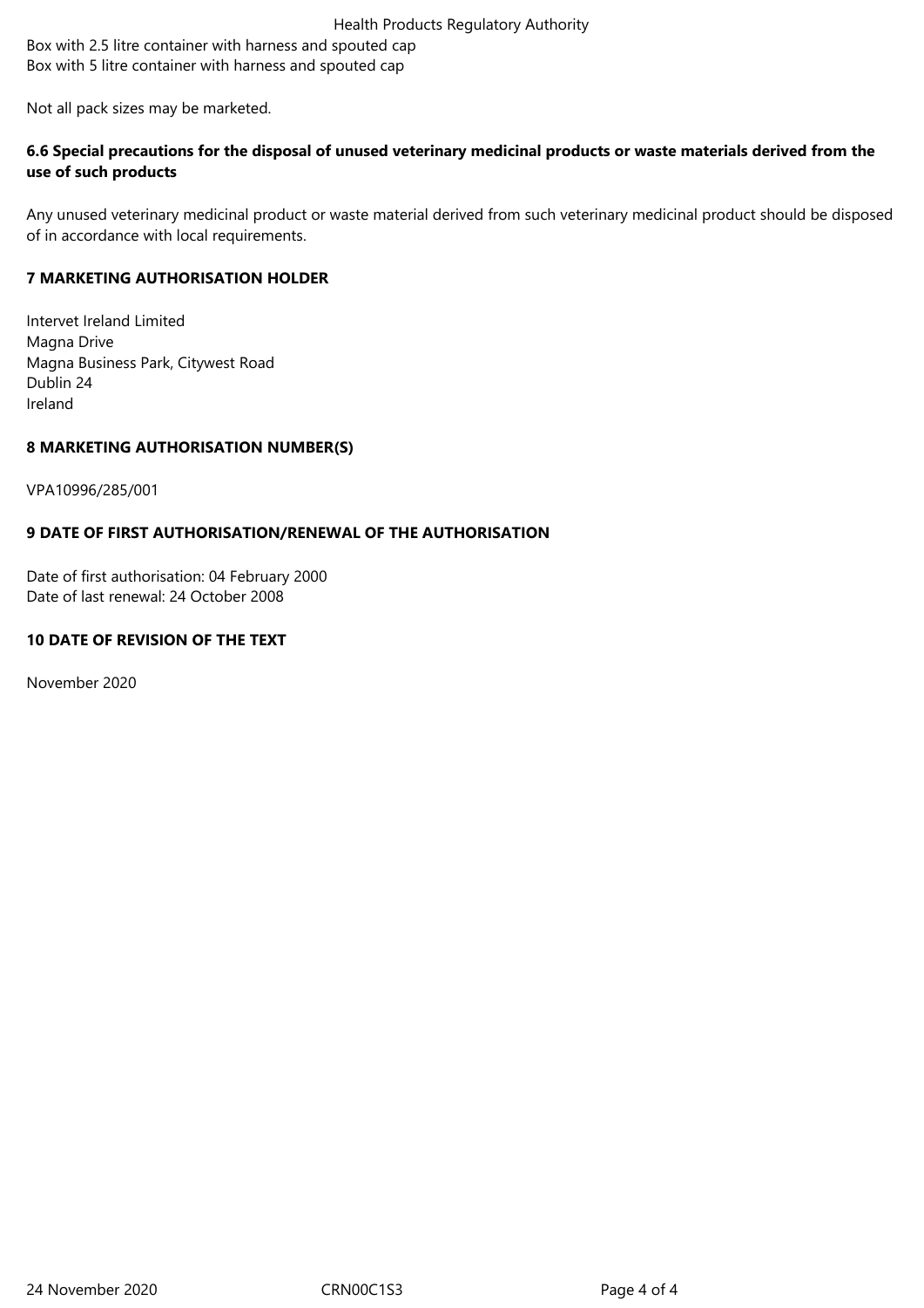Box with 2.5 litre container with harness and spouted cap
Box with 5 litre container with harness and spouted cap

Not all pack sizes may be marketed.

## 6.6 Special precautions for the disposal of unused veterinary medicinal products or waste materials derived from the use of such products

Any unused veterinary medicinal product or waste material derived from such veterinary medicinal product should be disposed of in accordance with local requirements.

## 7 MARKETING AUTHORISATION HOLDER

Intervet Ireland Limited
Magna Drive
Magna Business Park, Citywest Road
Dublin 24
Ireland

## 8 MARKETING AUTHORISATION NUMBER(S)

VPA10996/285/001

## 9 DATE OF FIRST AUTHORISATION/RENEWAL OF THE AUTHORISATION

Date of first authorisation: 04 February 2000
Date of last renewal: 24 October 2008

## 10 DATE OF REVISION OF THE TEXT

November 2020